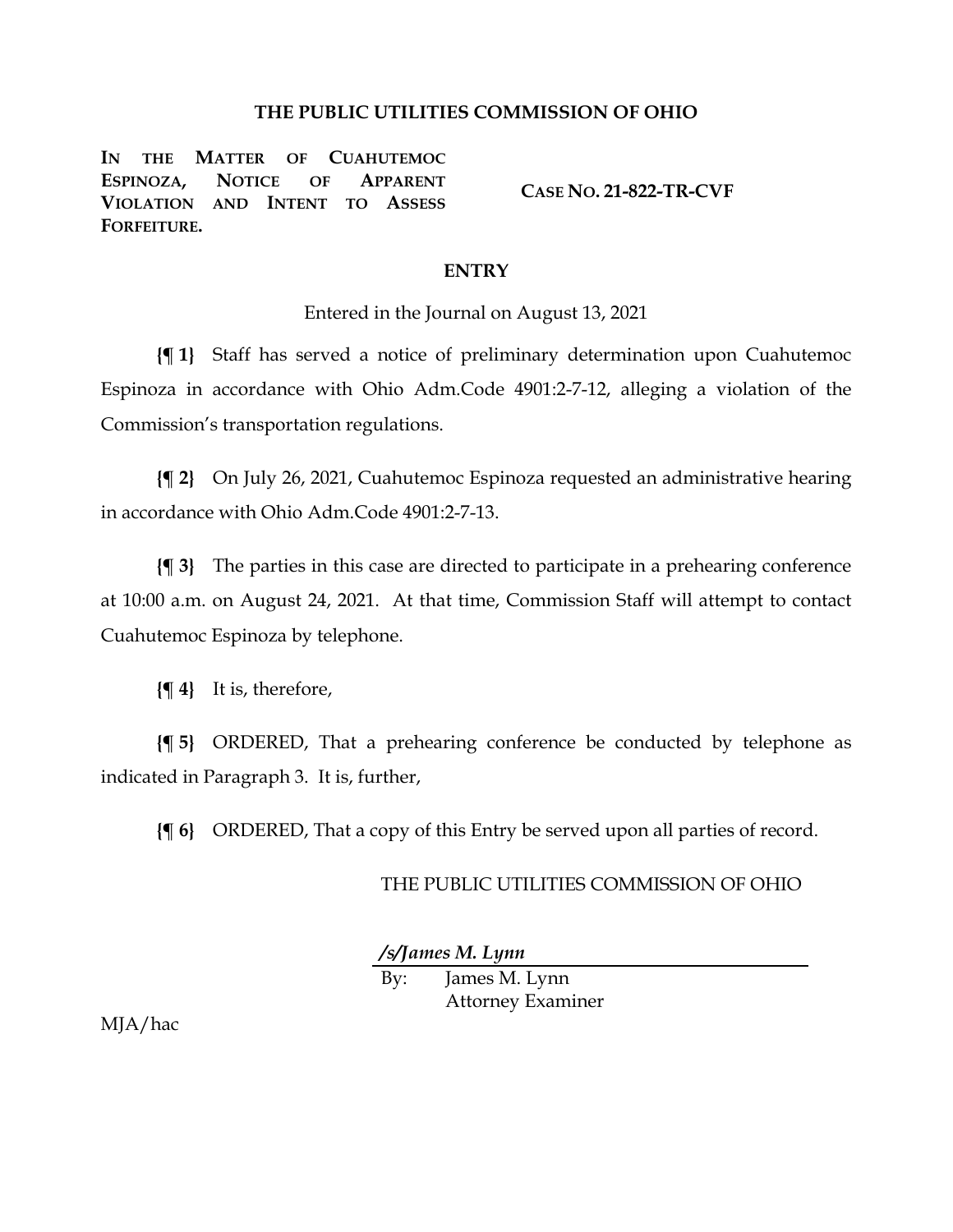# THE PUBLIC UTILITIES COMMISSION OF OHIO

**IN THE MATTER OF CUAHUTEMOC ESPINOZA, NOTICE OF APPARENT VIOLATION AND INTENT TO ASSESS FORFEITURE.**

**CASE NO. 21-822-TR-CVF**

## ENTRY

Entered in the Journal on August 13, 2021

**{¶ 1}** Staff has served a notice of preliminary determination upon Cuahutemoc Espinoza in accordance with Ohio Adm.Code 4901:2-7-12, alleging a violation of the Commission's transportation regulations.

**{¶ 2}** On July 26, 2021, Cuahutemoc Espinoza requested an administrative hearing in accordance with Ohio Adm.Code 4901:2-7-13.

**{¶ 3}** The parties in this case are directed to participate in a prehearing conference at 10:00 a.m. on August 24, 2021. At that time, Commission Staff will attempt to contact Cuahutemoc Espinoza by telephone.

**{¶ 4}** It is, therefore,

**{¶ 5}** ORDERED, That a prehearing conference be conducted by telephone as indicated in Paragraph 3. It is, further,

**{¶ 6}** ORDERED, That a copy of this Entry be served upon all parties of record.

THE PUBLIC UTILITIES COMMISSION OF OHIO

***/s/James M. Lynn***

By: James M. Lynn
Attorney Examiner

MJA/hac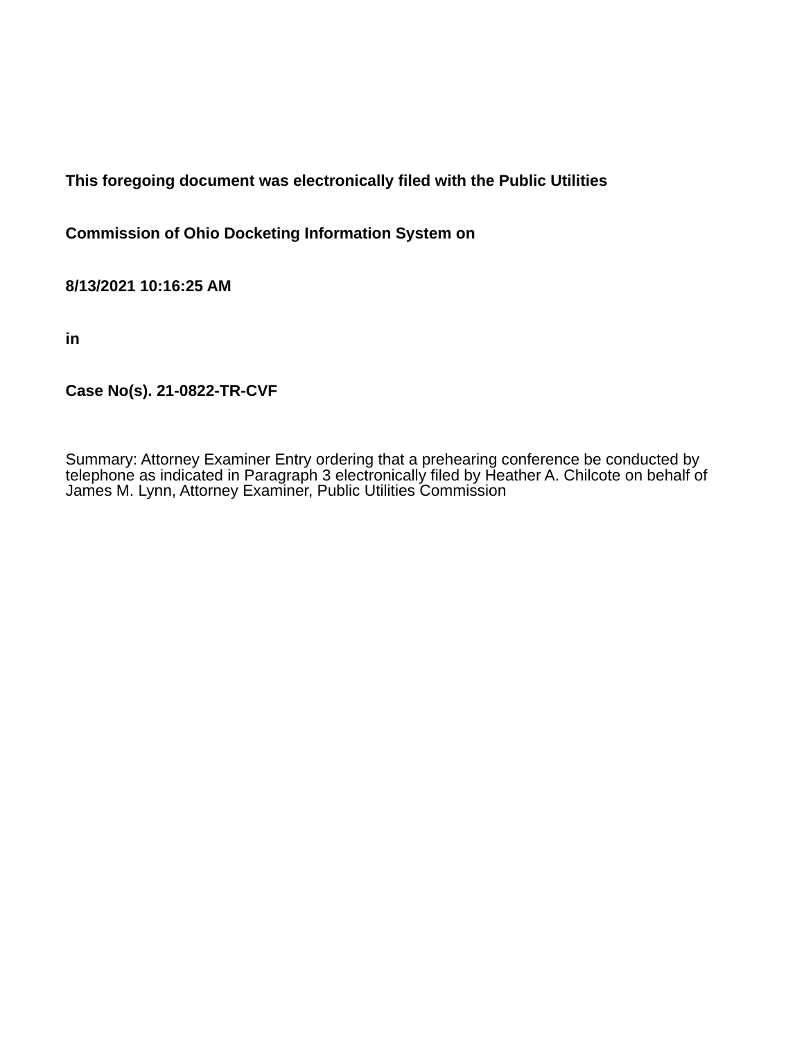**This foregoing document was electronically filed with the Public Utilities**

**Commission of Ohio Docketing Information System on**

**8/13/2021 10:16:25 AM**

**in**

**Case No(s). 21-0822-TR-CVF**

Summary: Attorney Examiner Entry ordering that a prehearing conference be conducted by telephone as indicated in Paragraph 3 electronically filed by Heather A. Chilcote on behalf of James M. Lynn, Attorney Examiner, Public Utilities Commission